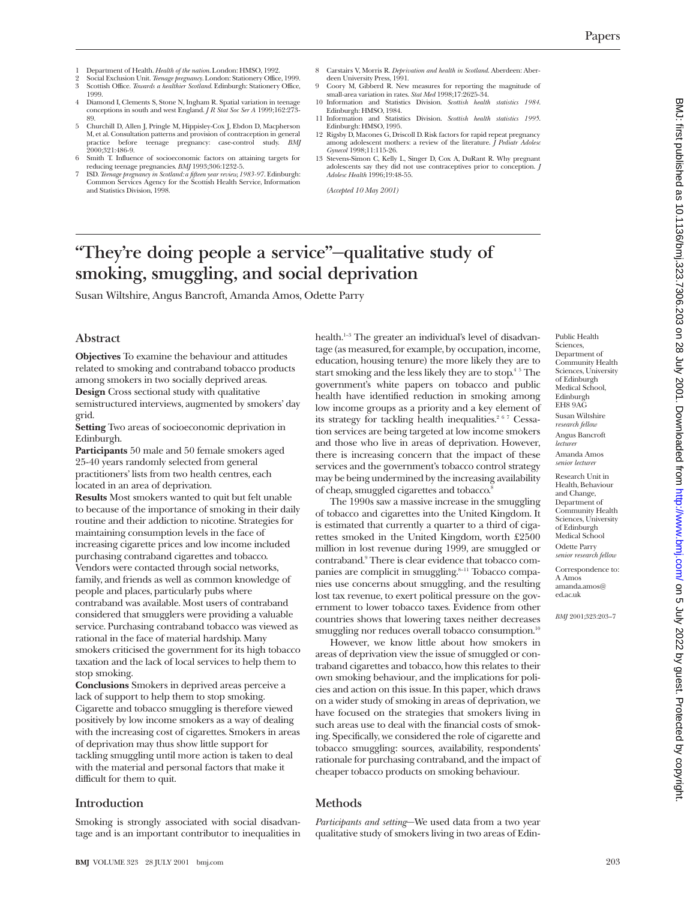1 Department of Health. *Health of the nation*. London: HMSO, 1992.
2 Social Exclusion Unit. *Teenage pregnancy*. London: Stationery Office, 1999.
3 Scottish Office. *Towards a healthier Scotland*. Edinburgh: Stationery Office, 1999.
4 Diamond I, Clements S, Stone N, Ingham R. Spatial variation in teenage conceptions in south and west England. *J R Stat Soc Ser A* 1999;162:273-89.
5 Churchill D, Allen J, Pringle M, Hippisley-Cox J, Ebdon D, Macpherson M, et al. Consultation patterns and provision of contraception in general practice before teenage pregnancy: case-control study. *BMJ* 2000;321:486-9.
6 Smith T. Influence of socioeconomic factors on attaining targets for reducing teenage pregnancies. *BMJ* 1993;306:1232-5.
7 ISD. *Teenage pregnancy in Scotland: a fifteen year review, 1983-97*. Edinburgh: Common Services Agency for the Scottish Health Service, Information and Statistics Division, 1998.
8 Carstairs V, Morris R. *Deprivation and health in Scotland*. Aberdeen: Aberdeen University Press, 1991.
9 Coory M, Gibberd R. New measures for reporting the magnitude of small-area variation in rates. *Stat Med* 1998;17:2625-34.
10 Information and Statistics Division. *Scottish health statistics 1984*. Edinburgh: HMSO, 1984.
11 Information and Statistics Division. *Scottish health statistics 1995*. Edinburgh: HMSO, 1995.
12 Rigsby D, Macones G, Driscoll D. Risk factors for rapid repeat pregnancy among adolescent mothers: a review of the literature. *J Pediatr Adolesc Gynecol* 1998;11:115-26.
13 Stevens-Simon C, Kelly L, Singer D, Cox A, DuRant R. Why pregnant adolescents say they did not use contraceptives prior to conception. *J Adolesc Health* 1996;19:48-55.

*(Accepted 10 May 2001)*

# "They're doing people a service"—qualitative study of smoking, smuggling, and social deprivation

Susan Wiltshire, Angus Bancroft, Amanda Amos, Odette Parry

Public Health Sciences, Department of Community Health Sciences, University of Edinburgh Medical School, Edinburgh EH8 9AG
Susan Wiltshire *research fellow*
Angus Bancroft *lecturer*
Amanda Amos *senior lecturer*

Research Unit in Health, Behaviour and Change, Department of Community Health Sciences, University of Edinburgh Medical School
Odette Parry *senior research fellow*

Correspondence to: A Amos amanda.amos@ed.ac.uk

*BMJ* 2001;323:203–7

## Abstract

**Objectives** To examine the behaviour and attitudes related to smoking and contraband tobacco products among smokers in two socially deprived areas.

**Design** Cross sectional study with qualitative semistructured interviews, augmented by smokers' day grid.

**Setting** Two areas of socioeconomic deprivation in Edinburgh.

**Participants** 50 male and 50 female smokers aged 25-40 years randomly selected from general practitioners' lists from two health centres, each located in an area of deprivation.

**Results** Most smokers wanted to quit but felt unable to because of the importance of smoking in their daily routine and their addiction to nicotine. Strategies for maintaining consumption levels in the face of increasing cigarette prices and low income included purchasing contraband cigarettes and tobacco. Vendors were contacted through social networks, family, and friends as well as common knowledge of people and places, particularly pubs where contraband was available. Most users of contraband considered that smugglers were providing a valuable service. Purchasing contraband tobacco was viewed as rational in the face of material hardship. Many smokers criticised the government for its high tobacco taxation and the lack of local services to help them to stop smoking.

**Conclusions** Smokers in deprived areas perceive a lack of support to help them to stop smoking. Cigarette and tobacco smuggling is therefore viewed positively by low income smokers as a way of dealing with the increasing cost of cigarettes. Smokers in areas of deprivation may thus show little support for tackling smuggling until more action is taken to deal with the material and personal factors that make it difficult for them to quit.

## Introduction

Smoking is strongly associated with social disadvantage and is an important contributor to inequalities in health.[1-3] The greater an individual's level of disadvantage (as measured, for example, by occupation, income, education, housing tenure) the more likely they are to start smoking and the less likely they are to stop.[4 5] The government's white papers on tobacco and public health have identified reduction in smoking among low income groups as a priority and a key element of its strategy for tackling health inequalities.[2 6 7] Cessation services are being targeted at low income smokers and those who live in areas of deprivation. However, there is increasing concern that the impact of these services and the government's tobacco control strategy may be being undermined by the increasing availability of cheap, smuggled cigarettes and tobacco.[8]

The 1990s saw a massive increase in the smuggling of tobacco and cigarettes into the United Kingdom. It is estimated that currently a quarter to a third of cigarettes smoked in the United Kingdom, worth £2500 million in lost revenue during 1999, are smuggled or contraband.[9] There is clear evidence that tobacco companies are complicit in smuggling.[8-11] Tobacco companies use concerns about smuggling, and the resulting lost tax revenue, to exert political pressure on the government to lower tobacco taxes. Evidence from other countries shows that lowering taxes neither decreases smuggling nor reduces overall tobacco consumption.[10]

However, we know little about how smokers in areas of deprivation view the issue of smuggled or contraband cigarettes and tobacco, how this relates to their own smoking behaviour, and the implications for policies and action on this issue. In this paper, which draws on a wider study of smoking in areas of deprivation, we have focused on the strategies that smokers living in such areas use to deal with the financial costs of smoking. Specifically, we considered the role of cigarette and tobacco smuggling: sources, availability, respondents' rationale for purchasing contraband, and the impact of cheaper tobacco products on smoking behaviour.

## Methods

*Participants and setting*—We used data from a two year qualitative study of smokers living in two areas of Edin-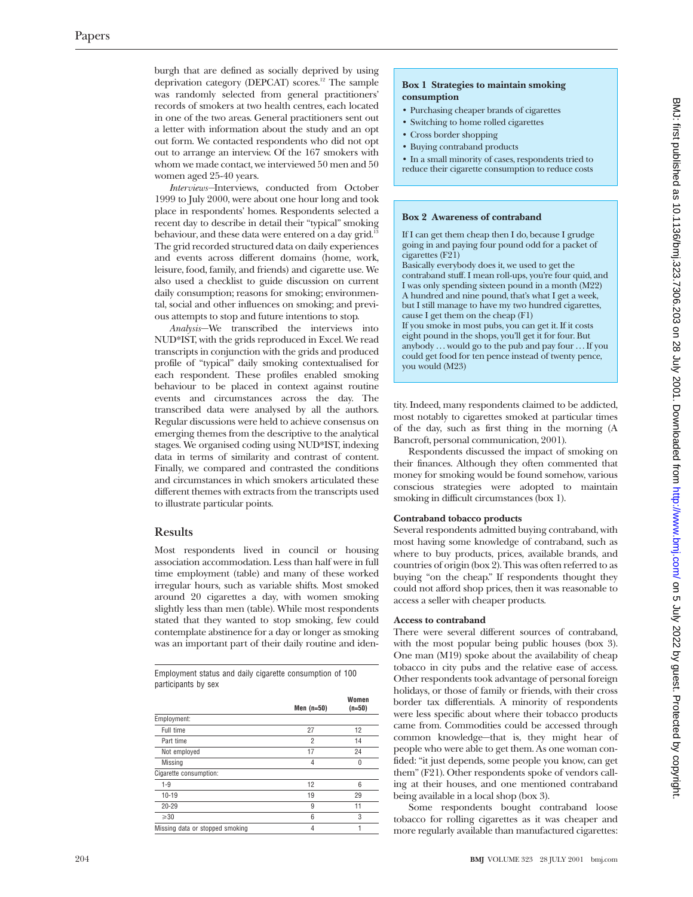burgh that are defined as socially deprived by using deprivation category (DEPCAT) scores.[12] The sample was randomly selected from general practitioners' records of smokers at two health centres, each located in one of the two areas. General practitioners sent out a letter with information about the study and an opt out form. We contacted respondents who did not opt out to arrange an interview. Of the 167 smokers with whom we made contact, we interviewed 50 men and 50 women aged 25-40 years.

*Interviews*—Interviews, conducted from October 1999 to July 2000, were about one hour long and took place in respondents' homes. Respondents selected a recent day to describe in detail their "typical" smoking behaviour, and these data were entered on a day grid.[13] The grid recorded structured data on daily experiences and events across different domains (home, work, leisure, food, family, and friends) and cigarette use. We also used a checklist to guide discussion on current daily consumption; reasons for smoking; environmental, social and other influences on smoking; and previous attempts to stop and future intentions to stop.

*Analysis*—We transcribed the interviews into NUD*IST, with the grids reproduced in Excel. We read transcripts in conjunction with the grids and produced profile of "typical" daily smoking contextualised for each respondent. These profiles enabled smoking behaviour to be placed in context against routine events and circumstances across the day. The transcribed data were analysed by all the authors. Regular discussions were held to achieve consensus on emerging themes from the descriptive to the analytical stages. We organised coding using NUD*IST, indexing data in terms of similarity and contrast of content. Finally, we compared and contrasted the conditions and circumstances in which smokers articulated these different themes with extracts from the transcripts used to illustrate particular points.

## Results

Most respondents lived in council or housing association accommodation. Less than half were in full time employment (table) and many of these worked irregular hours, such as variable shifts. Most smoked around 20 cigarettes a day, with women smoking slightly less than men (table). While most respondents stated that they wanted to stop smoking, few could contemplate abstinence for a day or longer as smoking was an important part of their daily routine and identity. Indeed, many respondents claimed to be addicted, most notably to cigarettes smoked at particular times of the day, such as first thing in the morning (A Bancroft, personal communication, 2001).

Employment status and daily cigarette consumption of 100 participants by sex

| | Men (n=50) | Women (n=50) |
|---|---|---|
| Employment: | | |
| Full time | 27 | 12 |
| Part time | 2 | 14 |
| Not employed | 17 | 24 |
| Missing | 4 | 0 |
| Cigarette consumption: | | |
| 1-9 | 12 | 6 |
| 10-19 | 19 | 29 |
| 20-29 | 9 | 11 |
| ⩾30 | 6 | 3 |
| Missing data or stopped smoking | 4 | 1 |

**Box 1 Strategies to maintain smoking consumption**

- Purchasing cheaper brands of cigarettes
- Switching to home rolled cigarettes
- Cross border shopping
- Buying contraband products
- In a small minority of cases, respondents tried to reduce their cigarette consumption to reduce costs

**Box 2 Awareness of contraband**

If I can get them cheap then I do, because I grudge going in and paying four pound odd for a packet of cigarettes (F21)

Basically everybody does it, we used to get the contraband stuff. I mean roll-ups, you're four quid, and I was only spending sixteen pound in a month (M22)

A hundred and nine pound, that's what I get a week, but I still manage to have my two hundred cigarettes, cause I get them on the cheap (F1)

If you smoke in most pubs, you can get it. If it costs eight pound in the shops, you'll get it for four. But anybody … would go to the pub and pay four … If you could get food for ten pence instead of twenty pence, you would (M23)

Respondents discussed the impact of smoking on their finances. Although they often commented that money for smoking would be found somehow, various conscious strategies were adopted to maintain smoking in difficult circumstances (box 1).

### Contraband tobacco products

Several respondents admitted buying contraband, with most having some knowledge of contraband, such as where to buy products, prices, available brands, and countries of origin (box 2). This was often referred to as buying "on the cheap." If respondents thought they could not afford shop prices, then it was reasonable to access a seller with cheaper products.

### Access to contraband

There were several different sources of contraband, with the most popular being public houses (box 3). One man (M19) spoke about the availability of cheap tobacco in city pubs and the relative ease of access. Other respondents took advantage of personal foreign holidays, or those of family or friends, with their cross border tax differentials. A minority of respondents were less specific about where their tobacco products came from. Commodities could be accessed through common knowledge—that is, they might hear of people who were able to get them. As one woman confided: "it just depends, some people you know, can get them" (F21). Other respondents spoke of vendors calling at their houses, and one mentioned contraband being available in a local shop (box 3).

Some respondents bought contraband loose tobacco for rolling cigarettes as it was cheaper and more regularly available than manufactured cigarettes: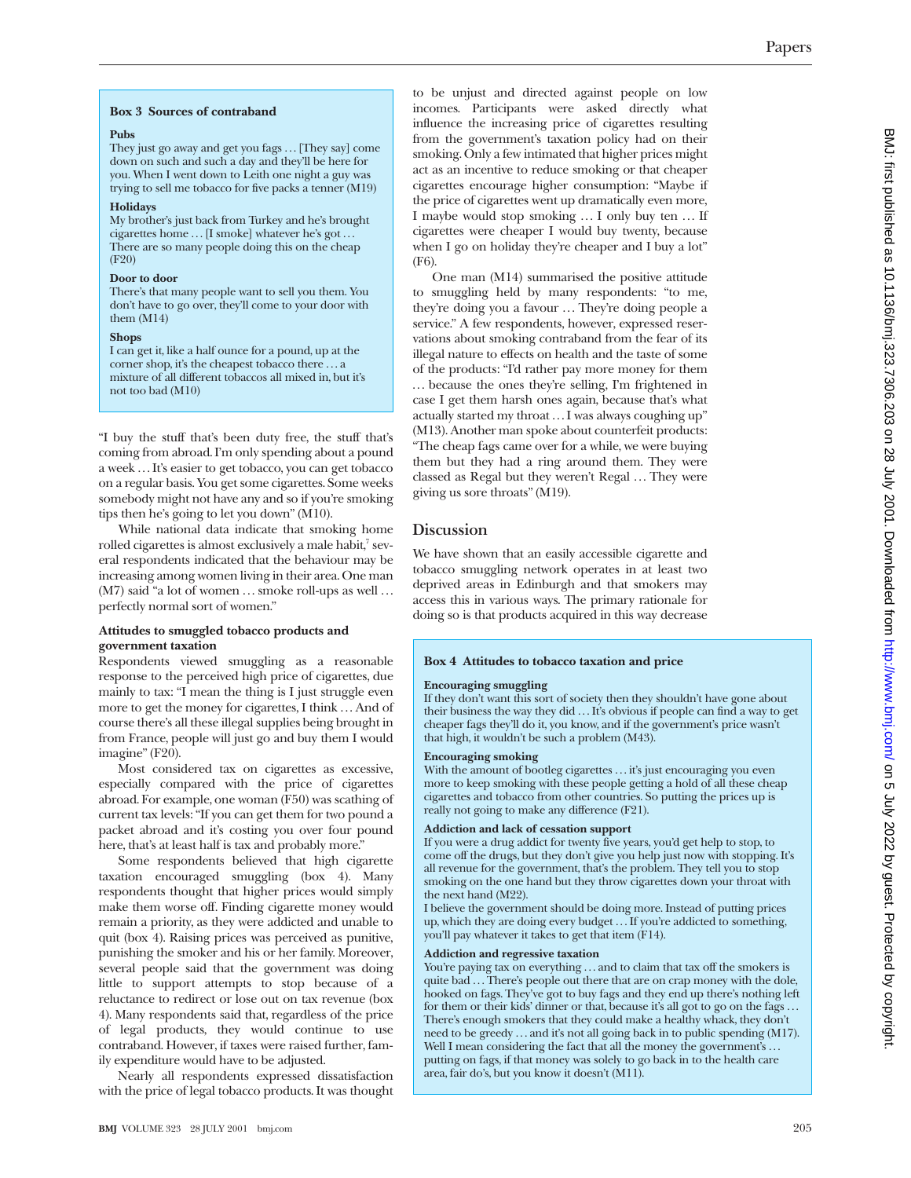**Box 3 Sources of contraband**

**Pubs**
They just go away and get you fags … [They say] come down on such and such a day and they'll be here for you. When I went down to Leith one night a guy was trying to sell me tobacco for five packs a tenner (M19)

**Holidays**
My brother's just back from Turkey and he's brought cigarettes home … [I smoke] whatever he's got … There are so many people doing this on the cheap (F20)

**Door to door**
There's that many people want to sell you them. You don't have to go over, they'll come to your door with them (M14)

**Shops**
I can get it, like a half ounce for a pound, up at the corner shop, it's the cheapest tobacco there … a mixture of all different tobaccos all mixed in, but it's not too bad (M10)

"I buy the stuff that's been duty free, the stuff that's coming from abroad. I'm only spending about a pound a week … It's easier to get tobacco, you can get tobacco on a regular basis. You get some cigarettes. Some weeks somebody might not have any and so if you're smoking tips then he's going to let you down" (M10).

While national data indicate that smoking home rolled cigarettes is almost exclusively a male habit,[7] several respondents indicated that the behaviour may be increasing among women living in their area. One man (M7) said "a lot of women … smoke roll-ups as well … perfectly normal sort of women."

### Attitudes to smuggled tobacco products and government taxation

Respondents viewed smuggling as a reasonable response to the perceived high price of cigarettes, due mainly to tax: "I mean the thing is I just struggle even more to get the money for cigarettes, I think … And of course there's all these illegal supplies being brought in from France, people will just go and buy them I would imagine" (F20).

Most considered tax on cigarettes as excessive, especially compared with the price of cigarettes abroad. For example, one woman (F50) was scathing of current tax levels: "If you can get them for two pound a packet abroad and it's costing you over four pound here, that's at least half is tax and probably more."

Some respondents believed that high cigarette taxation encouraged smuggling (box 4). Many respondents thought that higher prices would simply make them worse off. Finding cigarette money would remain a priority, as they were addicted and unable to quit (box 4). Raising prices was perceived as punitive, punishing the smoker and his or her family. Moreover, several people said that the government was doing little to support attempts to stop because of a reluctance to redirect or lose out on tax revenue (box 4). Many respondents said that, regardless of the price of legal products, they would continue to use contraband. However, if taxes were raised further, family expenditure would have to be adjusted.

Nearly all respondents expressed dissatisfaction with the price of legal tobacco products. It was thought to be unjust and directed against people on low incomes. Participants were asked directly what influence the increasing price of cigarettes resulting from the government's taxation policy had on their smoking. Only a few intimated that higher prices might act as an incentive to reduce smoking or that cheaper cigarettes encourage higher consumption: "Maybe if the price of cigarettes went up dramatically even more, I maybe would stop smoking … I only buy ten … If cigarettes were cheaper I would buy twenty, because when I go on holiday they're cheaper and I buy a lot" (F6).

One man (M14) summarised the positive attitude to smuggling held by many respondents: "to me, they're doing you a favour … They're doing people a service." A few respondents, however, expressed reservations about smoking contraband from the fear of its illegal nature to effects on health and the taste of some of the products: "I'd rather pay more money for them … because the ones they're selling, I'm frightened in case I get them harsh ones again, because that's what actually started my throat … I was always coughing up" (M13). Another man spoke about counterfeit products: "The cheap fags came over for a while, we were buying them but they had a ring around them. They were classed as Regal but they weren't Regal … They were giving us sore throats" (M19).

## Discussion

We have shown that an easily accessible cigarette and tobacco smuggling network operates in at least two deprived areas in Edinburgh and that smokers may access this in various ways. The primary rationale for doing so is that products acquired in this way decrease

**Box 4 Attitudes to tobacco taxation and price**

**Encouraging smuggling**
If they don't want this sort of society then they shouldn't have gone about their business the way they did … It's obvious if people can find a way to get cheaper fags they'll do it, you know, and if the government's price wasn't that high, it wouldn't be such a problem (M43).

**Encouraging smoking**
With the amount of bootleg cigarettes … it's just encouraging you even more to keep smoking with these people getting a hold of all these cheap cigarettes and tobacco from other countries. So putting the prices up is really not going to make any difference (F21).

**Addiction and lack of cessation support**
If you were a drug addict for twenty five years, you'd get help to stop, to come off the drugs, but they don't give you help just now with stopping. It's all revenue for the government, that's the problem. They tell you to stop smoking on the one hand but they throw cigarettes down your throat with the next hand (M22).
I believe the government should be doing more. Instead of putting prices up, which they are doing every budget … If you're addicted to something, you'll pay whatever it takes to get that item (F14).

**Addiction and regressive taxation**
You're paying tax on everything … and to claim that tax off the smokers is quite bad … There's people out there that are on crap money with the dole, hooked on fags. They've got to buy fags and they end up there's nothing left for them or their kids' dinner or that, because it's all got to go on the fags … There's enough smokers that they could make a healthy whack, they don't need to be greedy … and it's not all going back in to public spending (M17).
Well I mean considering the fact that all the money the government's … putting on fags, if that money was solely to go back in to the health care area, fair do's, but you know it doesn't (M11).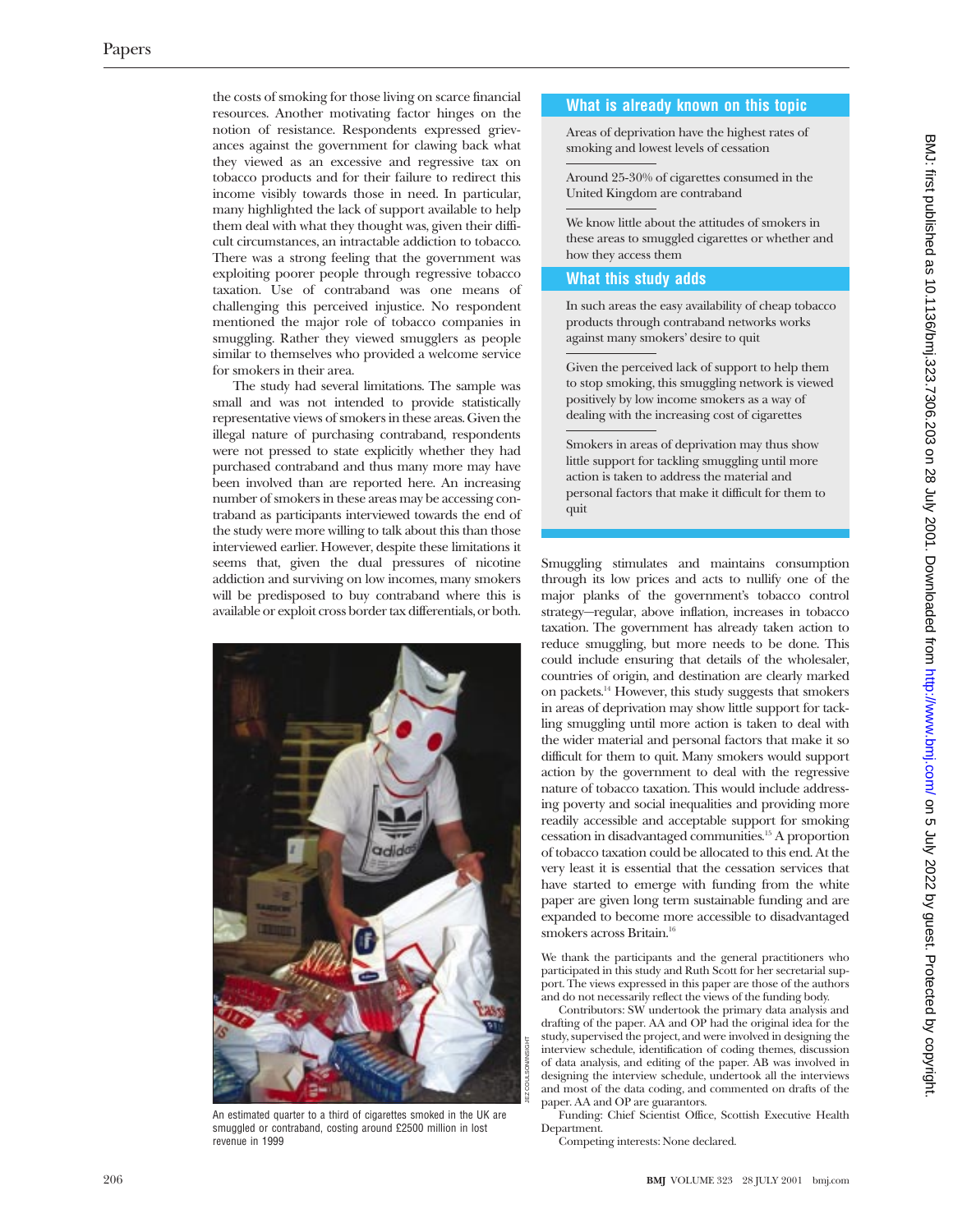the costs of smoking for those living on scarce financial resources. Another motivating factor hinges on the notion of resistance. Respondents expressed grievances against the government for clawing back what they viewed as an excessive and regressive tax on tobacco products and for their failure to redirect this income visibly towards those in need. In particular, many highlighted the lack of support available to help them deal with what they thought was, given their difficult circumstances, an intractable addiction to tobacco. There was a strong feeling that the government was exploiting poorer people through regressive tobacco taxation. Use of contraband was one means of challenging this perceived injustice. No respondent mentioned the major role of tobacco companies in smuggling. Rather they viewed smugglers as people similar to themselves who provided a welcome service for smokers in their area.

The study had several limitations. The sample was small and was not intended to provide statistically representative views of smokers in these areas. Given the illegal nature of purchasing contraband, respondents were not pressed to state explicitly whether they had purchased contraband and thus many more may have been involved than are reported here. An increasing number of smokers in these areas may be accessing contraband as participants interviewed towards the end of the study were more willing to talk about this than those interviewed earlier. However, despite these limitations it seems that, given the dual pressures of nicotine addiction and surviving on low incomes, many smokers will be predisposed to buy contraband where this is available or exploit cross border tax differentials, or both.

An estimated quarter to a third of cigarettes smoked in the UK are smuggled or contraband, costing around £2500 million in lost revenue in 1999

## What is already known on this topic

Areas of deprivation have the highest rates of smoking and lowest levels of cessation

Around 25-30% of cigarettes consumed in the United Kingdom are contraband

We know little about the attitudes of smokers in these areas to smuggled cigarettes or whether and how they access them

## What this study adds

In such areas the easy availability of cheap tobacco products through contraband networks works against many smokers' desire to quit

Given the perceived lack of support to help them to stop smoking, this smuggling network is viewed positively by low income smokers as a way of dealing with the increasing cost of cigarettes

Smokers in areas of deprivation may thus show little support for tackling smuggling until more action is taken to address the material and personal factors that make it difficult for them to quit

Smuggling stimulates and maintains consumption through its low prices and acts to nullify one of the major planks of the government's tobacco control strategy—regular, above inflation, increases in tobacco taxation. The government has already taken action to reduce smuggling, but more needs to be done. This could include ensuring that details of the wholesaler, countries of origin, and destination are clearly marked on packets.[14] However, this study suggests that smokers in areas of deprivation may show little support for tackling smuggling until more action is taken to deal with the wider material and personal factors that make it so difficult for them to quit. Many smokers would support action by the government to deal with the regressive nature of tobacco taxation. This would include addressing poverty and social inequalities and providing more readily accessible and acceptable support for smoking cessation in disadvantaged communities.[15] A proportion of tobacco taxation could be allocated to this end. At the very least it is essential that the cessation services that have started to emerge with funding from the white paper are given long term sustainable funding and are expanded to become more accessible to disadvantaged smokers across Britain.[16]

We thank the participants and the general practitioners who participated in this study and Ruth Scott for her secretarial support. The views expressed in this paper are those of the authors and do not necessarily reflect the views of the funding body.

Contributors: SW undertook the primary data analysis and drafting of the paper. AA and OP had the original idea for the study, supervised the project, and were involved in designing the interview schedule, identification of coding themes, discussion of data analysis, and editing of the paper. AB was involved in designing the interview schedule, undertook all the interviews and most of the data coding, and commented on drafts of the paper. AA and OP are guarantors.

Funding: Chief Scientist Office, Scottish Executive Health Department.

Competing interests: None declared.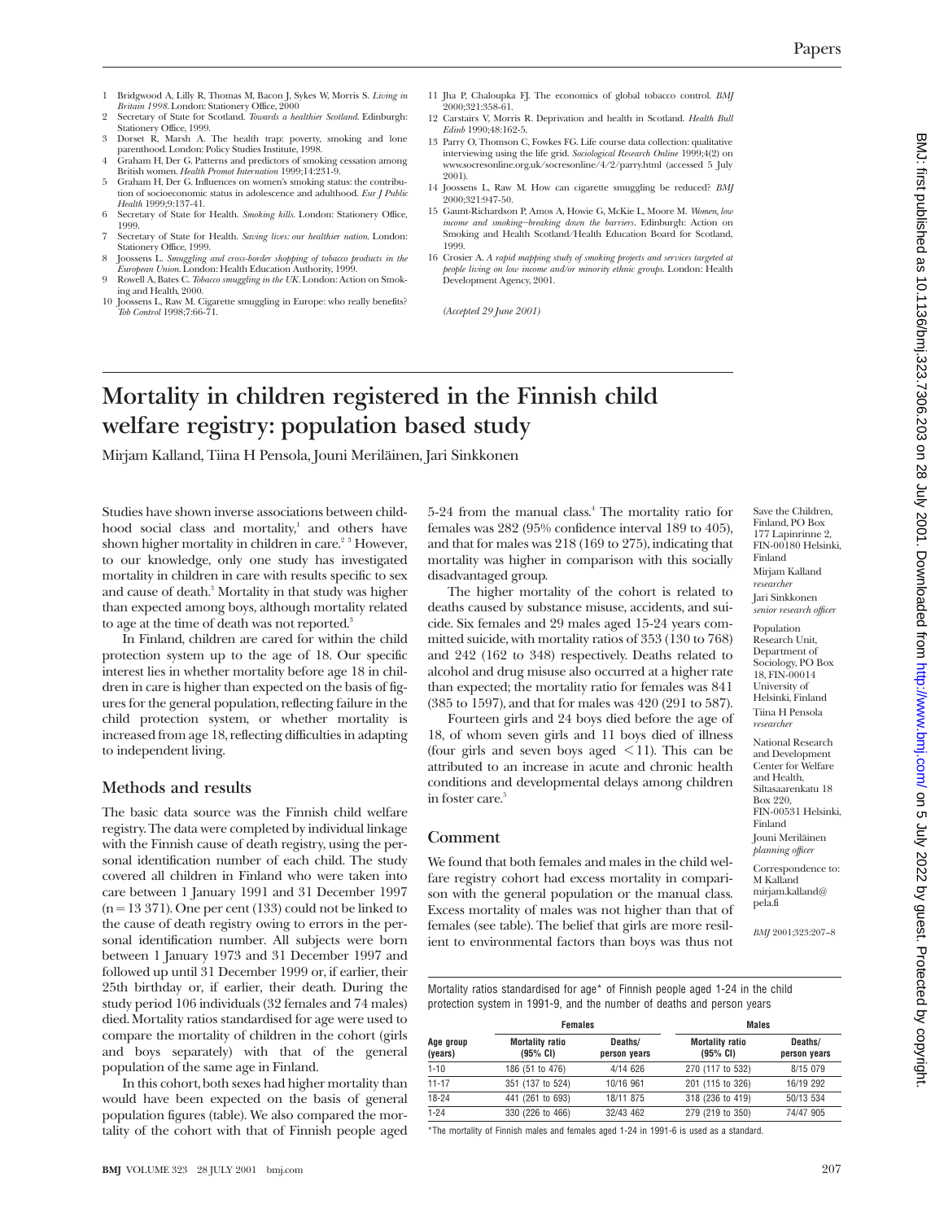1 Bridgwood A, Lilly R, Thomas M, Bacon J, Sykes W, Morris S. *Living in Britain 1998*. London: Stationery Office, 2000
2 Secretary of State for Scotland. *Towards a healthier Scotland*. Edinburgh: Stationery Office, 1999.
3 Dorset R, Marsh A. The health trap: poverty, smoking and lone parenthood. London: Policy Studies Institute, 1998.
4 Graham H, Der G. Patterns and predictors of smoking cessation among British women. *Health Promot Internation* 1999;14:231-9.
5 Graham H, Der G. Influences on women's smoking status: the contribution of socioeconomic status in adolescence and adulthood. *Eur J Public Health* 1999;9:137-41.
6 Secretary of State for Health. *Smoking kills*. London: Stationery Office, 1999.
7 Secretary of State for Health. *Saving lives: our healthier nation*. London: Stationery Office, 1999.
8 Joossens L. *Smuggling and cross-border shopping of tobacco products in the European Union*. London: Health Education Authority, 1999.
9 Rowell A, Bates C. *Tobacco smuggling in the UK*. London: Action on Smoking and Health, 2000.
10 Joossens L, Raw M. Cigarette smuggling in Europe: who really benefits? *Tob Control* 1998;7:66-71.
11 Jha P, Chaloupka FJ. The economics of global tobacco control. *BMJ* 2000;321:358-61.
12 Carstairs V, Morris R. Deprivation and health in Scotland. *Health Bull Edinb* 1990;48:162-5.
13 Parry O, Thomson C, Fowkes FG. Life course data collection: qualitative interviewing using the life grid. *Sociological Research Online* 1999;4(2) on www.socresonline.org.uk/socresonline/4/2/parry.html (accessed 5 July 2001).
14 Joossens L, Raw M. How can cigarette smuggling be reduced? *BMJ* 2000;321:947-50.
15 Gaunt-Richardson P, Amos A, Howie G, McKie L, Moore M. *Women, low income and smoking—breaking down the barriers*. Edinburgh: Action on Smoking and Health Scotland/Health Education Board for Scotland, 1999.
16 Crosier A. *A rapid mapping study of smoking projects and services targeted at people living on low income and/or minority ethnic groups*. London: Health Development Agency, 2001.

*(Accepted 29 June 2001)*

# Mortality in children registered in the Finnish child welfare registry: population based study

Mirjam Kalland, Tiina H Pensola, Jouni Meriläinen, Jari Sinkkonen

Studies have shown inverse associations between childhood social class and mortality,[1] and others have shown higher mortality in children in care.[2 3] However, to our knowledge, only one study has investigated mortality in children in care with results specific to sex and cause of death.[3] Mortality in that study was higher than expected among boys, although mortality related to age at the time of death was not reported.[3]

In Finland, children are cared for within the child protection system up to the age of 18. Our specific interest lies in whether mortality before age 18 in children in care is higher than expected on the basis of figures for the general population, reflecting failure in the child protection system, or whether mortality is increased from age 18, reflecting difficulties in adapting to independent living.

## Methods and results

The basic data source was the Finnish child welfare registry. The data were completed by individual linkage with the Finnish cause of death registry, using the personal identification number of each child. The study covered all children in Finland who were taken into care between 1 January 1991 and 31 December 1997 (n = 13 371). One per cent (133) could not be linked to the cause of death registry owing to errors in the personal identification number. All subjects were born between 1 January 1973 and 31 December 1997 and followed up until 31 December 1999 or, if earlier, their 25th birthday or, if earlier, their death. During the study period 106 individuals (32 females and 74 males) died. Mortality ratios standardised for age were used to compare the mortality of children in the cohort (girls and boys separately) with that of the general population of the same age in Finland.

In this cohort, both sexes had higher mortality than would have been expected on the basis of general population figures (table). We also compared the mortality of the cohort with that of Finnish people aged 5-24 from the manual class.[4] The mortality ratio for females was 282 (95% confidence interval 189 to 405), and that for males was 218 (169 to 275), indicating that mortality was higher in comparison with this socially disadvantaged group.

The higher mortality of the cohort is related to deaths caused by substance misuse, accidents, and suicide. Six females and 29 males aged 15-24 years committed suicide, with mortality ratios of 353 (130 to 768) and 242 (162 to 348) respectively. Deaths related to alcohol and drug misuse also occurred at a higher rate than expected; the mortality ratio for females was 841 (385 to 1597), and that for males was 420 (291 to 587).

Fourteen girls and 24 boys died before the age of 18, of whom seven girls and 11 boys died of illness (four girls and seven boys aged <11). This can be attributed to an increase in acute and chronic health conditions and developmental delays among children in foster care.[5]

## Comment

We found that both females and males in the child welfare registry cohort had excess mortality in comparison with the general population or the manual class. Excess mortality of males was not higher than that of females (see table). The belief that girls are more resilient to environmental factors than boys was thus not

Save the Children, Finland, PO Box 177 Lapinrinne 2, FIN-00180 Helsinki, Finland
Mirjam Kalland *researcher*
Jari Sinkkonen *senior research officer*

Population Research Unit, Department of Sociology, PO Box 18, FIN-00014 University of Helsinki, Finland
Tiina H Pensola *researcher*

National Research and Development Center for Welfare and Health, Siltasaarenkatu 18 Box 220, FIN-00531 Helsinki, Finland
Jouni Meriläinen *planning officer*

Correspondence to: M Kalland mirjam.kalland@pela.fi

*BMJ* 2001;323:207–8

Mortality ratios standardised for age* of Finnish people aged 1-24 in the child protection system in 1991-9, and the number of deaths and person years

| Age group (years) | Females | | Males | |
|---|---|---|---|---|
| | Mortality ratio (95% CI) | Deaths/ person years | Mortality ratio (95% CI) | Deaths/ person years |
| 1-10 | 186 (51 to 476) | 4/14 626 | 270 (117 to 532) | 8/15 079 |
| 11-17 | 351 (137 to 524) | 10/16 961 | 201 (115 to 326) | 16/19 292 |
| 18-24 | 441 (261 to 693) | 18/11 875 | 318 (236 to 419) | 50/13 534 |
| 1-24 | 330 (226 to 466) | 32/43 462 | 279 (219 to 350) | 74/47 905 |

*The mortality of Finnish males and females aged 1-24 in 1991-6 is used as a standard.